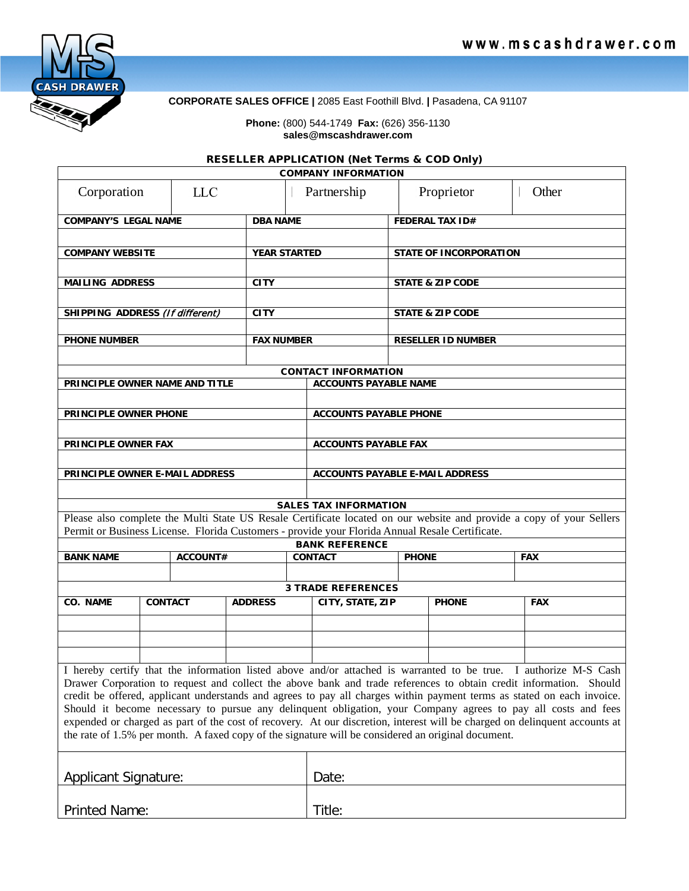www.mscashdrawer.com

M-S CASH DRAWER

**CORPORATE SALES OFFICE |** 2085 East Foothill Blvd. **|** Pasadena, CA 91107

**Phone:** (800) 544-1749 **Fax:** (626) 356-1130
**sales@mscashdrawer.com**

## RESELLER APPLICATION (Net Terms & COD Only)

### COMPANY INFORMATION

| Corporation | LLC | Partnership | Proprietor | Other |
|---|---|---|---|---|

| COMPANY'S LEGAL NAME | DBA NAME | FEDERAL TAX ID# |
|---|---|---|
| | | |
| **COMPANY WEBSITE** | **YEAR STARTED** | **STATE OF INCORPORATION** |
| | | |
| **MAILING ADDRESS** | **CITY** | **STATE & ZIP CODE** |
| | | |
| **SHIPPING ADDRESS** *(If different)* | **CITY** | **STATE & ZIP CODE** |
| | | |
| **PHONE NUMBER** | **FAX NUMBER** | **RESELLER ID NUMBER** |
| | | |

### CONTACT INFORMATION

| PRINCIPLE OWNER NAME AND TITLE | ACCOUNTS PAYABLE NAME |
|---|---|
| | |
| **PRINCIPLE OWNER PHONE** | **ACCOUNTS PAYABLE PHONE** |
| | |
| **PRINCIPLE OWNER FAX** | **ACCOUNTS PAYABLE FAX** |
| | |
| **PRINCIPLE OWNER E-MAIL ADDRESS** | **ACCOUNTS PAYABLE E-MAIL ADDRESS** |
| | |

### SALES TAX INFORMATION

Please also complete the Multi State US Resale Certificate located on our website and provide a copy of your Sellers Permit or Business License. Florida Customers - provide your Florida Annual Resale Certificate.

### BANK REFERENCE

| BANK NAME | ACCOUNT# | CONTACT | PHONE | FAX |
|---|---|---|---|---|
| | | | | |

### 3 TRADE REFERENCES

| CO. NAME | CONTACT | ADDRESS | CITY, STATE, ZIP | PHONE | FAX |
|---|---|---|---|---|---|
| | | | | | |
| | | | | | |
| | | | | | |

I hereby certify that the information listed above and/or attached is warranted to be true. I authorize M-S Cash Drawer Corporation to request and collect the above bank and trade references to obtain credit information. Should credit be offered, applicant understands and agrees to pay all charges within payment terms as stated on each invoice. Should it become necessary to pursue any delinquent obligation, your Company agrees to pay all costs and fees expended or charged as part of the cost of recovery. At our discretion, interest will be charged on delinquent accounts at the rate of 1.5% per month. A faxed copy of the signature will be considered an original document.

| Applicant Signature: | Date: |
|---|---|
| Printed Name: | Title: |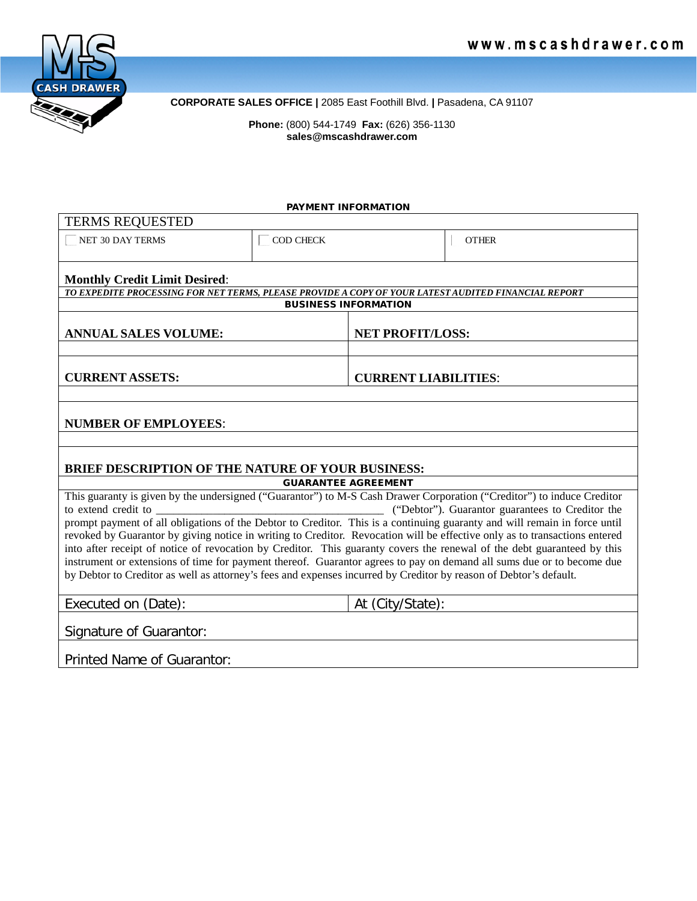www.mscashdrawer.com

**CORPORATE SALES OFFICE |** 2085 East Foothill Blvd. **|** Pasadena, CA 91107

**Phone:** (800) 544-1749 **Fax:** (626) 356-1130
**sales@mscashdrawer.com**

**PAYMENT INFORMATION**

| TERMS REQUESTED | | |
|---|---|---|
| ☐ NET 30 DAY TERMS | ☐ COD CHECK | OTHER |

**Monthly Credit Limit Desired**:

***TO EXPEDITE PROCESSING FOR NET TERMS, PLEASE PROVIDE A COPY OF YOUR LATEST AUDITED FINANCIAL REPORT***

**BUSINESS INFORMATION**

| | |
|---|---|
| **ANNUAL SALES VOLUME:** | **NET PROFIT/LOSS:** |
| | |
| **CURRENT ASSETS:** | **CURRENT LIABILITIES**: |

**NUMBER OF EMPLOYEES**:

**BRIEF DESCRIPTION OF THE NATURE OF YOUR BUSINESS:**

**GUARANTEE AGREEMENT**

This guaranty is given by the undersigned ("Guarantor") to M-S Cash Drawer Corporation ("Creditor") to induce Creditor to extend credit to ________________________________________ ("Debtor"). Guarantor guarantees to Creditor the prompt payment of all obligations of the Debtor to Creditor. This is a continuing guaranty and will remain in force until revoked by Guarantor by giving notice in writing to Creditor. Revocation will be effective only as to transactions entered into after receipt of notice of revocation by Creditor. This guaranty covers the renewal of the debt guaranteed by this instrument or extensions of time for payment thereof. Guarantor agrees to pay on demand all sums due or to become due by Debtor to Creditor as well as attorney's fees and expenses incurred by Creditor by reason of Debtor's default.

| | |
|---|---|
| Executed on (Date): | At (City/State): |

Signature of Guarantor:

Printed Name of Guarantor: